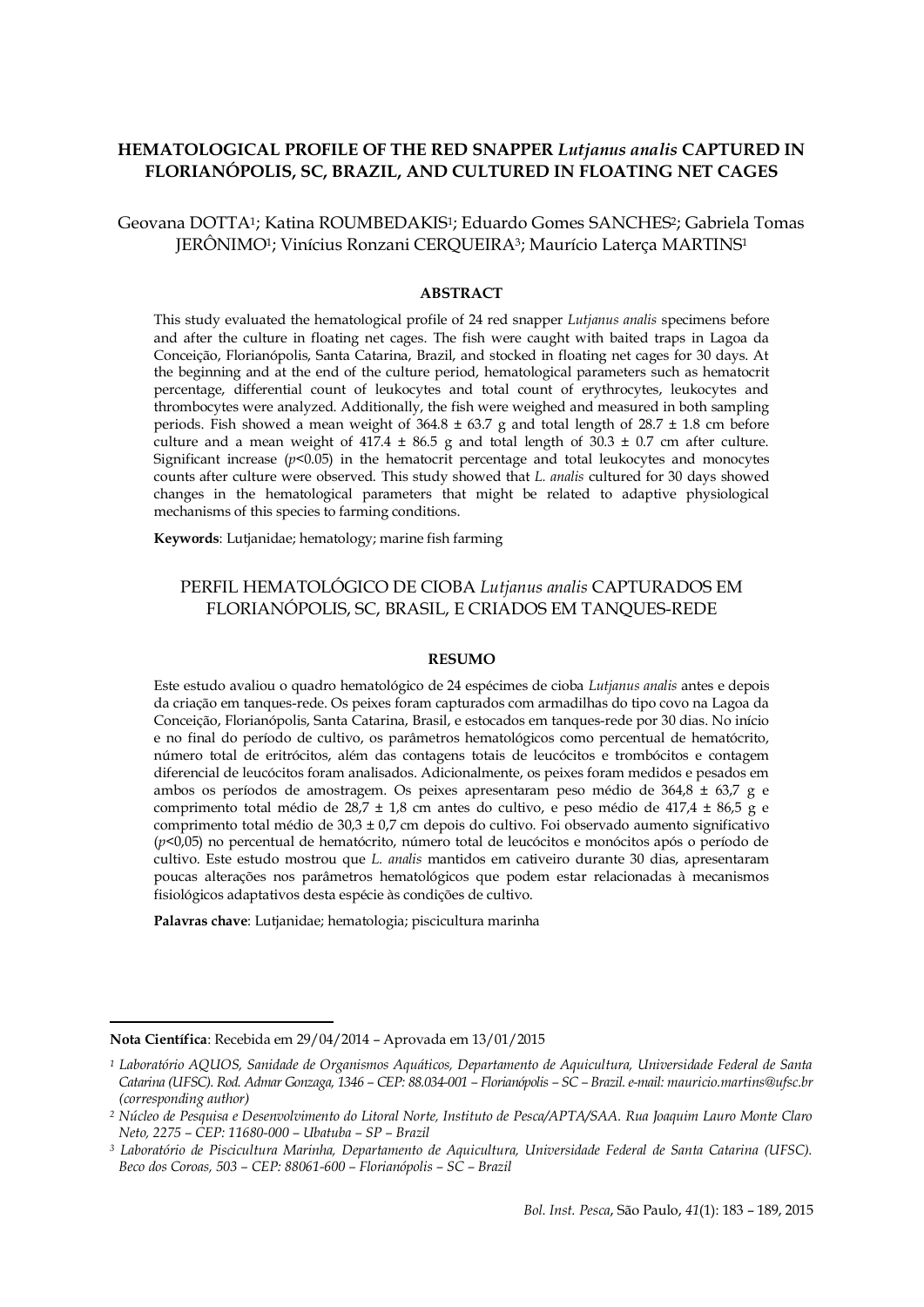# HEMATOLOGICAL PROFILE OF THE RED SNAPPER *Lutjanus analis* CAPTURED IN FLORIANÓPOLIS, SC, BRAZIL, AND CULTURED IN FLOATING NET CAGES

Geovana DOTTA[1]; Katina ROUMBEDAKIS[1]; Eduardo Gomes SANCHES[2]; Gabriela Tomas JERÔNIMO[1]; Vinícius Ronzani CERQUEIRA[3]; Maurício Laterça MARTINS[1]

## ABSTRACT

This study evaluated the hematological profile of 24 red snapper *Lutjanus analis* specimens before and after the culture in floating net cages. The fish were caught with baited traps in Lagoa da Conceição, Florianópolis, Santa Catarina, Brazil, and stocked in floating net cages for 30 days. At the beginning and at the end of the culture period, hematological parameters such as hematocrit percentage, differential count of leukocytes and total count of erythrocytes, leukocytes and thrombocytes were analyzed. Additionally, the fish were weighed and measured in both sampling periods. Fish showed a mean weight of 364.8 ± 63.7 g and total length of 28.7 ± 1.8 cm before culture and a mean weight of 417.4 ± 86.5 g and total length of 30.3 ± 0.7 cm after culture. Significant increase ($p$<0.05) in the hematocrit percentage and total leukocytes and monocytes counts after culture were observed. This study showed that *L. analis* cultured for 30 days showed changes in the hematological parameters that might be related to adaptive physiological mechanisms of this species to farming conditions.

**Keywords**: Lutjanidae; hematology; marine fish farming

# PERFIL HEMATOLÓGICO DE CIOBA *Lutjanus analis* CAPTURADOS EM FLORIANÓPOLIS, SC, BRASIL, E CRIADOS EM TANQUES-REDE

## RESUMO

Este estudo avaliou o quadro hematológico de 24 espécimes de cioba *Lutjanus analis* antes e depois da criação em tanques-rede. Os peixes foram capturados com armadilhas do tipo covo na Lagoa da Conceição, Florianópolis, Santa Catarina, Brasil, e estocados em tanques-rede por 30 dias. No início e no final do período de cultivo, os parâmetros hematológicos como percentual de hematócrito, número total de eritrócitos, além das contagens totais de leucócitos e trombócitos e contagem diferencial de leucócitos foram analisados. Adicionalmente, os peixes foram medidos e pesados em ambos os períodos de amostragem. Os peixes apresentaram peso médio de 364,8 ± 63,7 g e comprimento total médio de 28,7 ± 1,8 cm antes do cultivo, e peso médio de 417,4 ± 86,5 g e comprimento total médio de 30,3 ± 0,7 cm depois do cultivo. Foi observado aumento significativo ($p$<0,05) no percentual de hematócrito, número total de leucócitos e monócitos após o período de cultivo. Este estudo mostrou que *L. analis* mantidos em cativeiro durante 30 dias, apresentaram poucas alterações nos parâmetros hematológicos que podem estar relacionadas à mecanismos fisiológicos adaptativos desta espécie às condições de cultivo.

**Palavras chave**: Lutjanidae; hematologia; piscicultura marinha

---

**Nota Científica**: Recebida em 29/04/2014 – Aprovada em 13/01/2015

*[1] Laboratório AQUOS, Sanidade de Organismos Aquáticos, Departamento de Aquicultura, Universidade Federal de Santa Catarina (UFSC). Rod. Admar Gonzaga, 1346 – CEP: 88.034-001 – Florianópolis – SC – Brazil. e-mail: mauricio.martins@ufsc.br (corresponding author)*

*[2] Núcleo de Pesquisa e Desenvolvimento do Litoral Norte, Instituto de Pesca/APTA/SAA. Rua Joaquim Lauro Monte Claro Neto, 2275 – CEP: 11680-000 – Ubatuba – SP – Brazil*

*[3] Laboratório de Piscicultura Marinha, Departamento de Aquicultura, Universidade Federal de Santa Catarina (UFSC). Beco dos Coroas, 503 – CEP: 88061-600 – Florianópolis – SC – Brazil*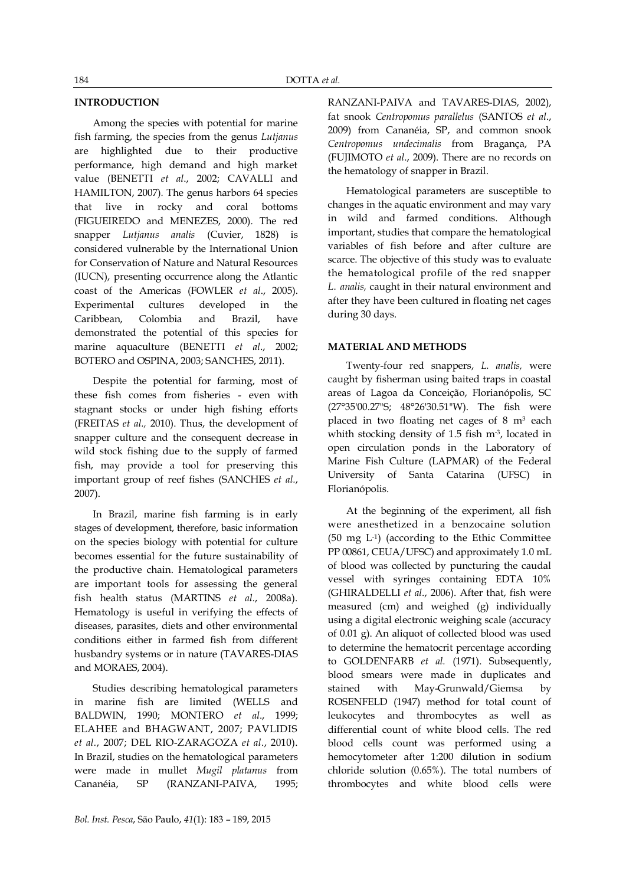## INTRODUCTION

Among the species with potential for marine fish farming, the species from the genus *Lutjanus* are highlighted due to their productive performance, high demand and high market value (BENETTI *et al*., 2002; CAVALLI and HAMILTON, 2007). The genus harbors 64 species that live in rocky and coral bottoms (FIGUEIREDO and MENEZES, 2000). The red snapper *Lutjanus analis* (Cuvier, 1828) is considered vulnerable by the International Union for Conservation of Nature and Natural Resources (IUCN), presenting occurrence along the Atlantic coast of the Americas (FOWLER *et al*., 2005). Experimental cultures developed in the Caribbean, Colombia and Brazil, have demonstrated the potential of this species for marine aquaculture (BENETTI *et al*., 2002; BOTERO and OSPINA, 2003; SANCHES, 2011).

Despite the potential for farming, most of these fish comes from fisheries - even with stagnant stocks or under high fishing efforts (FREITAS *et al.,* 2010). Thus, the development of snapper culture and the consequent decrease in wild stock fishing due to the supply of farmed fish, may provide a tool for preserving this important group of reef fishes (SANCHES *et al*., 2007).

In Brazil, marine fish farming is in early stages of development, therefore, basic information on the species biology with potential for culture becomes essential for the future sustainability of the productive chain. Hematological parameters are important tools for assessing the general fish health status (MARTINS *et al*., 2008a). Hematology is useful in verifying the effects of diseases, parasites, diets and other environmental conditions either in farmed fish from different husbandry systems or in nature (TAVARES-DIAS and MORAES, 2004).

Studies describing hematological parameters in marine fish are limited (WELLS and BALDWIN, 1990; MONTERO *et al*., 1999; ELAHEE and BHAGWANT, 2007; PAVLIDIS *et al.*, 2007; DEL RIO-ZARAGOZA *et al*., 2010). In Brazil, studies on the hematological parameters were made in mullet *Mugil platanus* from Cananéia, SP (RANZANI-PAIVA, 1995; RANZANI-PAIVA and TAVARES-DIAS, 2002), fat snook *Centropomus parallelus* (SANTOS *et al*., 2009) from Cananéia, SP, and common snook *Centropomus undecimalis* from Bragança, PA (FUJIMOTO *et al*., 2009). There are no records on the hematology of snapper in Brazil.

Hematological parameters are susceptible to changes in the aquatic environment and may vary in wild and farmed conditions. Although important, studies that compare the hematological variables of fish before and after culture are scarce. The objective of this study was to evaluate the hematological profile of the red snapper *L. analis,* caught in their natural environment and after they have been cultured in floating net cages during 30 days.

## MATERIAL AND METHODS

Twenty-four red snappers, *L. analis,* were caught by fisherman using baited traps in coastal areas of Lagoa da Conceição, Florianópolis, SC (27°35'00.27"S; 48°26'30.51"W). The fish were placed in two floating net cages of 8 $m^3$ each whith stocking density of 1.5 fish $m^{-3}$, located in open circulation ponds in the Laboratory of Marine Fish Culture (LAPMAR) of the Federal University of Santa Catarina (UFSC) in Florianópolis.

At the beginning of the experiment, all fish were anesthetized in a benzocaine solution (50 mg $L^{-1}$) (according to the Ethic Committee PP 00861, CEUA/UFSC) and approximately 1.0 mL of blood was collected by puncturing the caudal vessel with syringes containing EDTA 10% (GHIRALDELLI *et al*., 2006). After that, fish were measured (cm) and weighed (g) individually using a digital electronic weighing scale (accuracy of 0.01 g). An aliquot of collected blood was used to determine the hematocrit percentage according to GOLDENFARB *et al.* (1971). Subsequently, blood smears were made in duplicates and stained with May-Grunwald/Giemsa by ROSENFELD (1947) method for total count of leukocytes and thrombocytes as well as differential count of white blood cells. The red blood cells count was performed using a hemocytometer after 1:200 dilution in sodium chloride solution (0.65%). The total numbers of thrombocytes and white blood cells were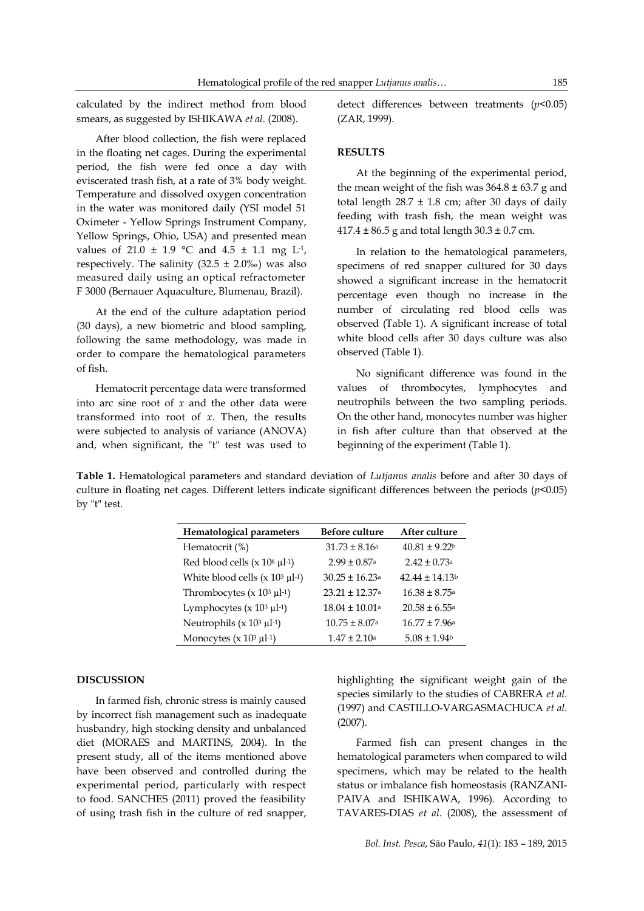calculated by the indirect method from blood smears, as suggested by ISHIKAWA *et al*. (2008).

After blood collection, the fish were replaced in the floating net cages. During the experimental period, the fish were fed once a day with eviscerated trash fish, at a rate of 3% body weight. Temperature and dissolved oxygen concentration in the water was monitored daily (YSI model 51 Oximeter - Yellow Springs Instrument Company, Yellow Springs, Ohio, USA) and presented mean values of 21.0 ± 1.9 °C and 4.5 ± 1.1 mg $L^{-1}$, respectively. The salinity (32.5 ± 2.0‰) was also measured daily using an optical refractometer F 3000 (Bernauer Aquaculture, Blumenau, Brazil).

At the end of the culture adaptation period (30 days), a new biometric and blood sampling, following the same methodology, was made in order to compare the hematological parameters of fish.

Hematocrit percentage data were transformed into arc sine root of $x$ and the other data were transformed into root of $x$. Then, the results were subjected to analysis of variance (ANOVA) and, when significant, the "t" test was used to detect differences between treatments ($p<0.05$) (ZAR, 1999).

## RESULTS

At the beginning of the experimental period, the mean weight of the fish was 364.8 ± 63.7 g and total length 28.7 ± 1.8 cm; after 30 days of daily feeding with trash fish, the mean weight was 417.4 ± 86.5 g and total length 30.3 ± 0.7 cm.

In relation to the hematological parameters, specimens of red snapper cultured for 30 days showed a significant increase in the hematocrit percentage even though no increase in the number of circulating red blood cells was observed (Table 1). A significant increase of total white blood cells after 30 days culture was also observed (Table 1).

No significant difference was found in the values of thrombocytes, lymphocytes and neutrophils between the two sampling periods. On the other hand, monocytes number was higher in fish after culture than that observed at the beginning of the experiment (Table 1).

**Table 1.** Hematological parameters and standard deviation of *Lutjanus analis* before and after 30 days of culture in floating net cages. Different letters indicate significant differences between the periods ($p<0.05$) by "t" test.

| Hematological parameters | Before culture | After culture |
|---|---|---|
| Hematocrit (%) | $31.73 \pm 8.16^a$ | $40.81 \pm 9.22^b$ |
| Red blood cells ($\times 10^6$ $\mu l^{-1}$) | $2.99 \pm 0.87^a$ | $2.42 \pm 0.73^a$ |
| White blood cells ($\times 10^3$ $\mu l^{-1}$) | $30.25 \pm 16.23^a$ | $42.44 \pm 14.13^b$ |
| Thrombocytes ($\times 10^3$ $\mu l^{-1}$) | $23.21 \pm 12.37^a$ | $16.38 \pm 8.75^a$ |
| Lymphocytes ($\times 10^3$ $\mu l^{-1}$) | $18.04 \pm 10.01^a$ | $20.58 \pm 6.55^a$ |
| Neutrophils ($\times 10^3$ $\mu l^{-1}$) | $10.75 \pm 8.07^a$ | $16.77 \pm 7.96^a$ |
| Monocytes ($\times 10^3$ $\mu l^{-1}$) | $1.47 \pm 2.10^a$ | $5.08 \pm 1.94^b$ |

## DISCUSSION

In farmed fish, chronic stress is mainly caused by incorrect fish management such as inadequate husbandry, high stocking density and unbalanced diet (MORAES and MARTINS, 2004). In the present study, all of the items mentioned above have been observed and controlled during the experimental period, particularly with respect to food. SANCHES (2011) proved the feasibility of using trash fish in the culture of red snapper, highlighting the significant weight gain of the species similarly to the studies of CABRERA *et al.* (1997) and CASTILLO-VARGASMACHUCA *et al.* (2007).

Farmed fish can present changes in the hematological parameters when compared to wild specimens, which may be related to the health status or imbalance fish homeostasis (RANZANI-PAIVA and ISHIKAWA, 1996). According to TAVARES-DIAS *et al*. (2008), the assessment of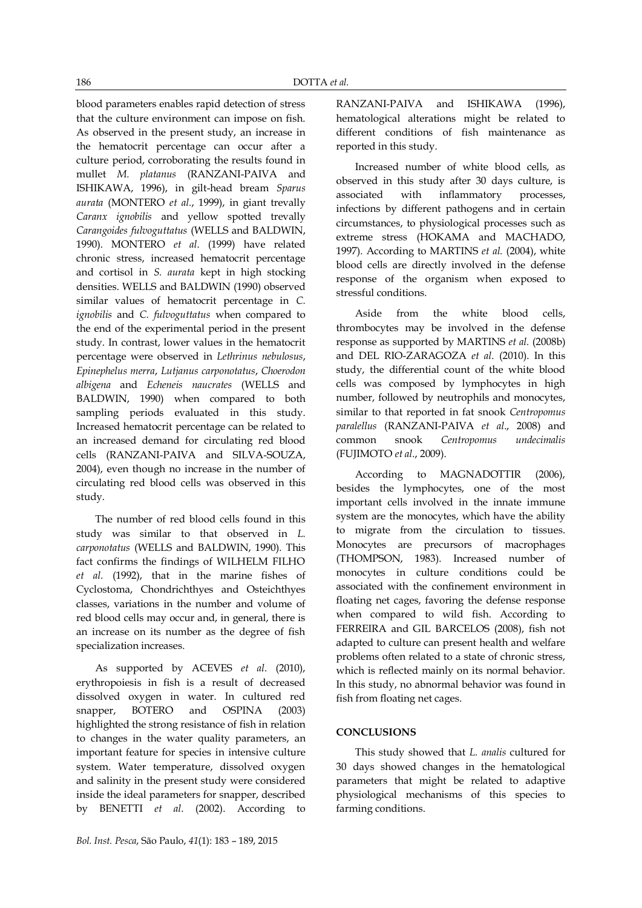blood parameters enables rapid detection of stress that the culture environment can impose on fish. As observed in the present study, an increase in the hematocrit percentage can occur after a culture period, corroborating the results found in mullet *M. platanus* (RANZANI-PAIVA and ISHIKAWA, 1996), in gilt-head bream *Sparus aurata* (MONTERO *et al.*, 1999), in giant trevally *Caranx ignobilis* and yellow spotted trevally *Carangoides fulvoguttatus* (WELLS and BALDWIN, 1990). MONTERO *et al*. (1999) have related chronic stress, increased hematocrit percentage and cortisol in *S. aurata* kept in high stocking densities. WELLS and BALDWIN (1990) observed similar values of hematocrit percentage in *C. ignobilis* and *C. fulvoguttatus* when compared to the end of the experimental period in the present study. In contrast, lower values in the hematocrit percentage were observed in *Lethrinus nebulosus*, *Epinephelus merra*, *Lutjanus carponotatus*, *Choerodon albigena* and *Echeneis naucrates* (WELLS and BALDWIN, 1990) when compared to both sampling periods evaluated in this study. Increased hematocrit percentage can be related to an increased demand for circulating red blood cells (RANZANI-PAIVA and SILVA-SOUZA, 2004), even though no increase in the number of circulating red blood cells was observed in this study.

The number of red blood cells found in this study was similar to that observed in *L. carponotatus* (WELLS and BALDWIN, 1990). This fact confirms the findings of WILHELM FILHO *et al.* (1992), that in the marine fishes of Cyclostoma, Chondrichthyes and Osteichthyes classes, variations in the number and volume of red blood cells may occur and, in general, there is an increase on its number as the degree of fish specialization increases.

As supported by ACEVES *et al*. (2010), erythropoiesis in fish is a result of decreased dissolved oxygen in water. In cultured red snapper, BOTERO and OSPINA (2003) highlighted the strong resistance of fish in relation to changes in the water quality parameters, an important feature for species in intensive culture system. Water temperature, dissolved oxygen and salinity in the present study were considered inside the ideal parameters for snapper, described by BENETTI *et al*. (2002). According to RANZANI-PAIVA and ISHIKAWA (1996), hematological alterations might be related to different conditions of fish maintenance as reported in this study.

Increased number of white blood cells, as observed in this study after 30 days culture, is associated with inflammatory processes, infections by different pathogens and in certain circumstances, to physiological processes such as extreme stress (HOKAMA and MACHADO, 1997). According to MARTINS *et al.* (2004), white blood cells are directly involved in the defense response of the organism when exposed to stressful conditions.

Aside from the white blood cells, thrombocytes may be involved in the defense response as supported by MARTINS *et al.* (2008b) and DEL RIO-ZARAGOZA *et al*. (2010). In this study, the differential count of the white blood cells was composed by lymphocytes in high number, followed by neutrophils and monocytes, similar to that reported in fat snook *Centropomus paralellus* (RANZANI-PAIVA *et al*., 2008) and common snook *Centropomus undecimalis* (FUJIMOTO *et al*., 2009).

According to MAGNADOTTIR (2006), besides the lymphocytes, one of the most important cells involved in the innate immune system are the monocytes, which have the ability to migrate from the circulation to tissues. Monocytes are precursors of macrophages (THOMPSON, 1983). Increased number of monocytes in culture conditions could be associated with the confinement environment in floating net cages, favoring the defense response when compared to wild fish. According to FERREIRA and GIL BARCELOS (2008), fish not adapted to culture can present health and welfare problems often related to a state of chronic stress, which is reflected mainly on its normal behavior. In this study, no abnormal behavior was found in fish from floating net cages.

## CONCLUSIONS

This study showed that *L. analis* cultured for 30 days showed changes in the hematological parameters that might be related to adaptive physiological mechanisms of this species to farming conditions.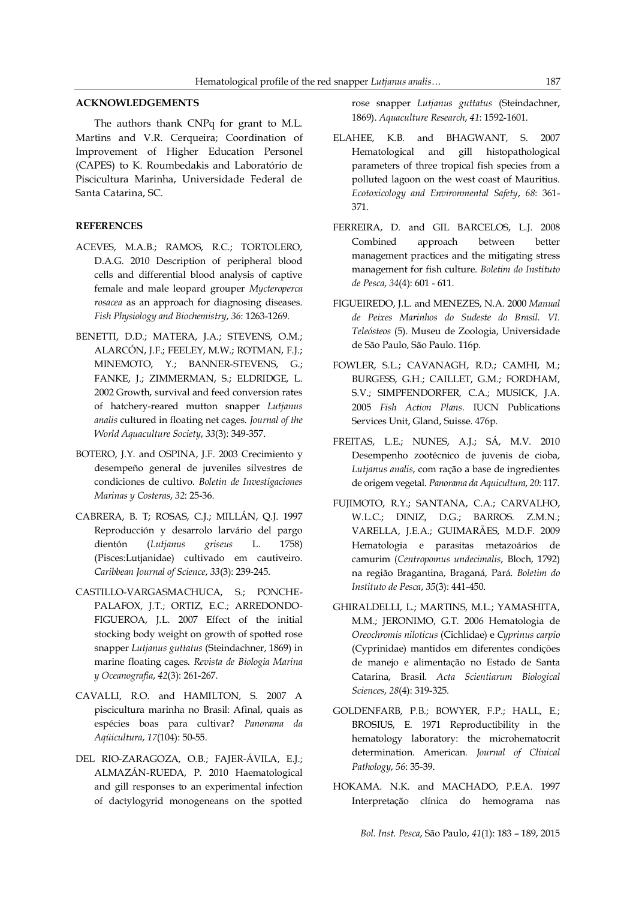## ACKNOWLEDGEMENTS

The authors thank CNPq for grant to M.L. Martins and V.R. Cerqueira; Coordination of Improvement of Higher Education Personel (CAPES) to K. Roumbedakis and Laboratório de Piscicultura Marinha, Universidade Federal de Santa Catarina, SC.

## REFERENCES

ACEVES, M.A.B.; RAMOS, R.C.; TORTOLERO, D.A.G. 2010 Description of peripheral blood cells and differential blood analysis of captive female and male leopard grouper *Mycteroperca rosacea* as an approach for diagnosing diseases. *Fish Physiology and Biochemistry*, *36*: 1263-1269.

BENETTI, D.D.; MATERA, J.A.; STEVENS, O.M.; ALARCÓN, J.F.; FEELEY, M.W.; ROTMAN, F.J.; MINEMOTO, Y.; BANNER-STEVENS, G.; FANKE, J.; ZIMMERMAN, S.; ELDRIDGE, L. 2002 Growth, survival and feed conversion rates of hatchery-reared mutton snapper *Lutjanus analis* cultured in floating net cages. *Journal of the World Aquaculture Society*, *33*(3): 349-357.

BOTERO, J.Y. and OSPINA, J.F. 2003 Crecimiento y desempeño general de juveniles silvestres de condiciones de cultivo. *Boletin de Investigaciones Marinas y Costeras*, *32*: 25-36.

CABRERA, B. T; ROSAS, C.J.; MILLÁN, Q.J. 1997 Reproducción y desarrolo larvário del pargo dientón (*Lutjanus griseus* L. 1758) (Pisces:Lutjanidae) cultivado em cautiveiro. *Caribbean Journal of Science*, *33*(3): 239-245.

CASTILLO-VARGASMACHUCA, S.; PONCHE-PALAFOX, J.T.; ORTIZ, E.C.; ARREDONDO-FIGUEROA, J.L. 2007 Effect of the initial stocking body weight on growth of spotted rose snapper *Lutjanus guttatus* (Steindachner, 1869) in marine floating cages. *Revista de Biologia Marina y Oceanografia*, *42*(3): 261-267.

CAVALLI, R.O. and HAMILTON, S. 2007 A piscicultura marinha no Brasil: Afinal, quais as espécies boas para cultivar? *Panorama da Aqüicultura*, *17*(104): 50-55.

DEL RIO-ZARAGOZA, O.B.; FAJER-ÁVILA, E.J.; ALMAZÁN-RUEDA, P. 2010 Haematological and gill responses to an experimental infection of dactylogyrid monogeneans on the spotted rose snapper *Lutjanus guttatus* (Steindachner, 1869). *Aquaculture Research*, *41*: 1592-1601.

ELAHEE, K.B. and BHAGWANT, S. 2007 Hematological and gill histopathological parameters of three tropical fish species from a polluted lagoon on the west coast of Mauritius. *Ecotoxicology and Environmental Safety*, *68*: 361-371.

FERREIRA, D. and GIL BARCELOS, L.J. 2008 Combined approach between better management practices and the mitigating stress management for fish culture. *Boletim do Instituto de Pesca*, *34*(4): 601 - 611.

FIGUEIREDO, J.L. and MENEZES, N.A. 2000 *Manual de Peixes Marinhos do Sudeste do Brasil. VI. Teleósteos* (5). Museu de Zoologia, Universidade de São Paulo, São Paulo. 116p.

FOWLER, S.L.; CAVANAGH, R.D.; CAMHI, M.; BURGESS, G.H.; CAILLET, G.M.; FORDHAM, S.V.; SIMPFENDORFER, C.A.; MUSICK, J.A. 2005 *Fish Action Plans*. IUCN Publications Services Unit, Gland, Suisse. 476p.

FREITAS, L.E.; NUNES, A.J.; SÁ, M.V. 2010 Desempenho zootécnico de juvenis de cioba, *Lutjanus analis*, com ração a base de ingredientes de origem vegetal. *Panorama da Aquicultura*, *20*: 117.

FUJIMOTO, R.Y.; SANTANA, C.A.; CARVALHO, W.L.C.; DINIZ, D.G.; BARROS. Z.M.N.; VARELLA, J.E.A.; GUIMARÃES, M.D.F. 2009 Hematologia e parasitas metazoários de camurim (*Centropomus undecimalis*, Bloch, 1792) na região Bragantina, Braganá, Pará. *Boletim do Instituto de Pesca*, *35*(3): 441-450.

GHIRALDELLI, L.; MARTINS, M.L.; YAMASHITA, M.M.; JERONIMO, G.T. 2006 Hematologia de *Oreochromis niloticus* (Cichlidae) e *Cyprinus carpio* (Cyprinidae) mantidos em diferentes condições de manejo e alimentação no Estado de Santa Catarina, Brasil. *Acta Scientiarum Biological Sciences*, *28*(4): 319-325.

GOLDENFARB, P.B.; BOWYER, F.P.; HALL, E.; BROSIUS, E. 1971 Reproductibility in the hematology laboratory: the microhematocrit determination. American. *Journal of Clinical Pathology*, *56*: 35-39.

HOKAMA. N.K. and MACHADO, P.E.A. 1997 Interpretação clínica do hemograma nas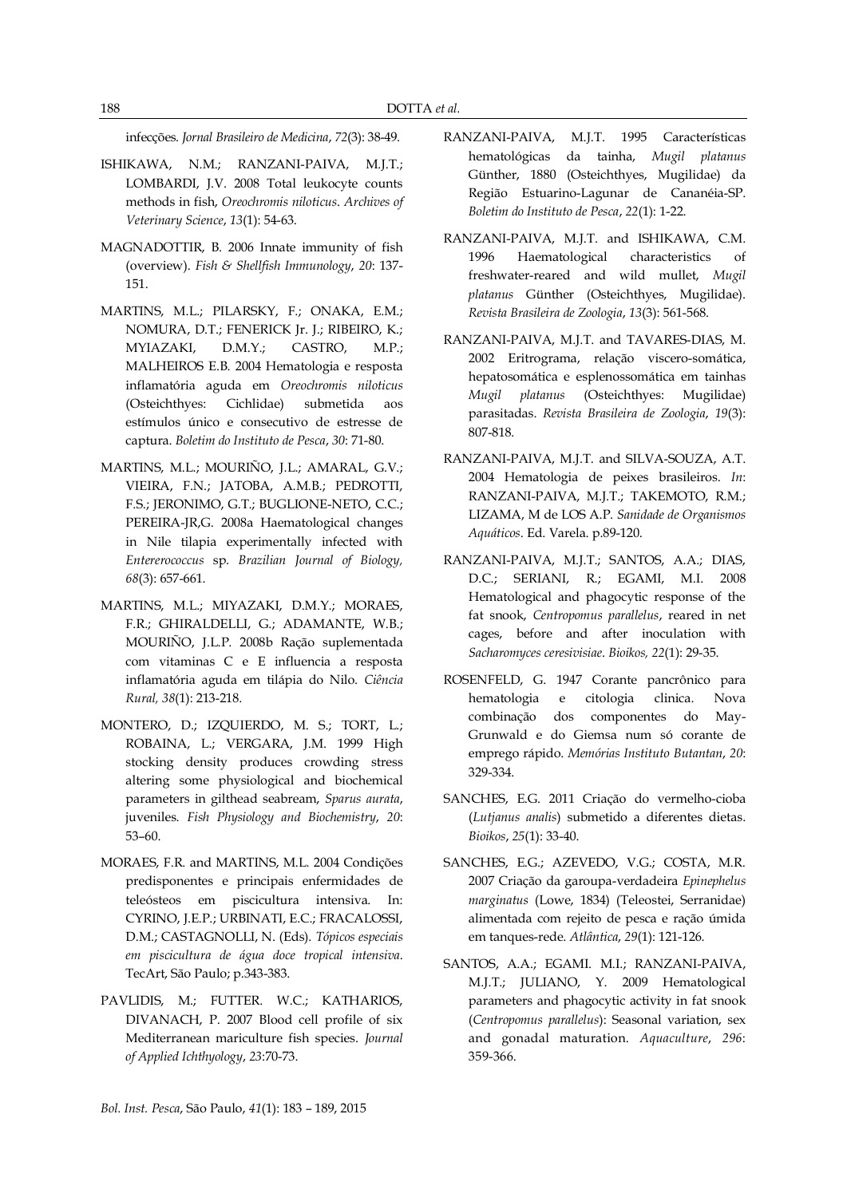infecções. *Jornal Brasileiro de Medicina*, *72*(3): 38-49.

ISHIKAWA, N.M.; RANZANI-PAIVA, M.J.T.; LOMBARDI, J.V. 2008 Total leukocyte counts methods in fish, *Oreochromis niloticus*. *Archives of Veterinary Science*, *13*(1): 54-63.

MAGNADOTTIR, B. 2006 Innate immunity of fish (overview). *Fish & Shellfish Immunology*, *20*: 137-151.

MARTINS, M.L.; PILARSKY, F.; ONAKA, E.M.; NOMURA, D.T.; FENERICK Jr. J.; RIBEIRO, K.; MYIAZAKI, D.M.Y.; CASTRO, M.P.; MALHEIROS E.B. 2004 Hematologia e resposta inflamatória aguda em *Oreochromis niloticus* (Osteichthyes: Cichlidae) submetida aos estímulos único e consecutivo de estresse de captura. *Boletim do Instituto de Pesca*, *30*: 71-80.

MARTINS, M.L.; MOURIÑO, J.L.; AMARAL, G.V.; VIEIRA, F.N.; JATOBA, A.M.B.; PEDROTTI, F.S.; JERONIMO, G.T.; BUGLIONE-NETO, C.C.; PEREIRA-JR,G. 2008a Haematological changes in Nile tilapia experimentally infected with *Entererococcus* sp. *Brazilian Journal of Biology, 68*(3): 657-661.

MARTINS, M.L.; MIYAZAKI, D.M.Y.; MORAES, F.R.; GHIRALDELLI, G.; ADAMANTE, W.B.; MOURIÑO, J.L.P. 2008b Ração suplementada com vitaminas C e E influencia a resposta inflamatória aguda em tilápia do Nilo. *Ciência Rural, 38*(1): 213-218.

MONTERO, D.; IZQUIERDO, M. S.; TORT, L.; ROBAINA, L.; VERGARA, J.M. 1999 High stocking density produces crowding stress altering some physiological and biochemical parameters in gilthead seabream, *Sparus aurata*, juveniles. *Fish Physiology and Biochemistry*, *20*: 53–60.

MORAES, F.R. and MARTINS, M.L. 2004 Condições predisponentes e principais enfermidades de teleósteos em piscicultura intensiva. In: CYRINO, J.E.P.; URBINATI, E.C.; FRACALOSSI, D.M.; CASTAGNOLLI, N. (Eds). *Tópicos especiais em piscicultura de água doce tropical intensiva*. TecArt, São Paulo; p.343-383.

PAVLIDIS, M.; FUTTER. W.C.; KATHARIOS, DIVANACH, P. 2007 Blood cell profile of six Mediterranean mariculture fish species. *Journal of Applied Ichthyology*, *23*:70-73.

RANZANI-PAIVA, M.J.T. 1995 Características hematológicas da tainha, *Mugil platanus* Günther, 1880 (Osteichthyes, Mugilidae) da Região Estuarino-Lagunar de Cananéia-SP. *Boletim do Instituto de Pesca*, *22*(1): 1-22.

RANZANI-PAIVA, M.J.T. and ISHIKAWA, C.M. 1996 Haematological characteristics of freshwater-reared and wild mullet, *Mugil platanus* Günther (Osteichthyes, Mugilidae). *Revista Brasileira de Zoologia*, *13*(3): 561-568.

RANZANI-PAIVA, M.J.T. and TAVARES-DIAS, M. 2002 Eritrograma, relação viscero-somática, hepatosomática e esplenossomática em tainhas *Mugil platanus* (Osteichthyes: Mugilidae) parasitadas. *Revista Brasileira de Zoologia*, *19*(3): 807-818.

RANZANI-PAIVA, M.J.T. and SILVA-SOUZA, A.T. 2004 Hematologia de peixes brasileiros. *In*: RANZANI-PAIVA, M.J.T.; TAKEMOTO, R.M.; LIZAMA, M de LOS A.P. *Sanidade de Organismos Aquáticos*. Ed. Varela. p.89-120.

RANZANI-PAIVA, M.J.T.; SANTOS, A.A.; DIAS, D.C.; SERIANI, R.; EGAMI, M.I. 2008 Hematological and phagocytic response of the fat snook, *Centropomus parallelus*, reared in net cages, before and after inoculation with *Sacharomyces ceresivisiae*. *Bioikos, 22*(1): 29-35.

ROSENFELD, G. 1947 Corante pancrônico para hematologia e citologia clínica. Nova combinação dos componentes do May-Grunwald e do Giemsa num só corante de emprego rápido. *Memórias Instituto Butantan*, *20*: 329-334.

SANCHES, E.G. 2011 Criação do vermelho-cioba (*Lutjanus analis*) submetido a diferentes dietas. *Bioikos*, *25*(1): 33-40.

SANCHES, E.G.; AZEVEDO, V.G.; COSTA, M.R. 2007 Criação da garoupa-verdadeira *Epinephelus marginatus* (Lowe, 1834) (Teleostei, Serranidae) alimentada com rejeito de pesca e ração úmida em tanques-rede. *Atlântica*, *29*(1): 121-126.

SANTOS, A.A.; EGAMI. M.I.; RANZANI-PAIVA, M.J.T.; JULIANO, Y. 2009 Hematological parameters and phagocytic activity in fat snook (*Centropomus parallelus*): Seasonal variation, sex and gonadal maturation. *Aquaculture*, *296*: 359-366.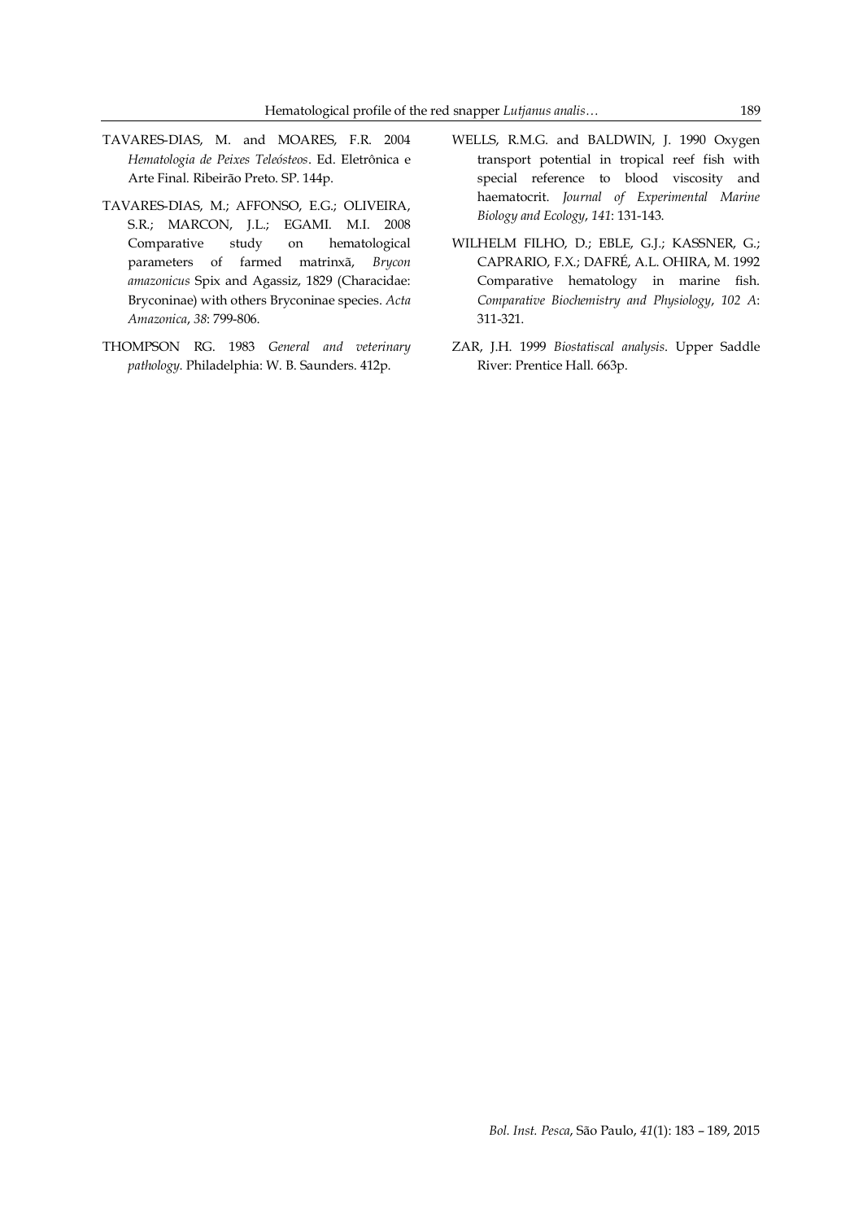TAVARES-DIAS, M. and MOARES, F.R. 2004 *Hematologia de Peixes Teleósteos*. Ed. Eletrônica e Arte Final. Ribeirão Preto. SP. 144p.

TAVARES-DIAS, M.; AFFONSO, E.G.; OLIVEIRA, S.R.; MARCON, J.L.; EGAMI. M.I. 2008 Comparative study on hematological parameters of farmed matrinxã, *Brycon amazonicus* Spix and Agassiz, 1829 (Characidae: Bryconinae) with others Bryconinae species. *Acta Amazonica*, *38*: 799-806.

THOMPSON RG. 1983 *General and veterinary pathology*. Philadelphia: W. B. Saunders. 412p.

WELLS, R.M.G. and BALDWIN, J. 1990 Oxygen transport potential in tropical reef fish with special reference to blood viscosity and haematocrit. *Journal of Experimental Marine Biology and Ecology*, *141*: 131-143.

WILHELM FILHO, D.; EBLE, G.J.; KASSNER, G.; CAPRARIO, F.X.; DAFRÉ, A.L. OHIRA, M. 1992 Comparative hematology in marine fish. *Comparative Biochemistry and Physiology*, *102 A*: 311-321.

ZAR, J.H. 1999 *Biostatiscal analysis*. Upper Saddle River: Prentice Hall. 663p.